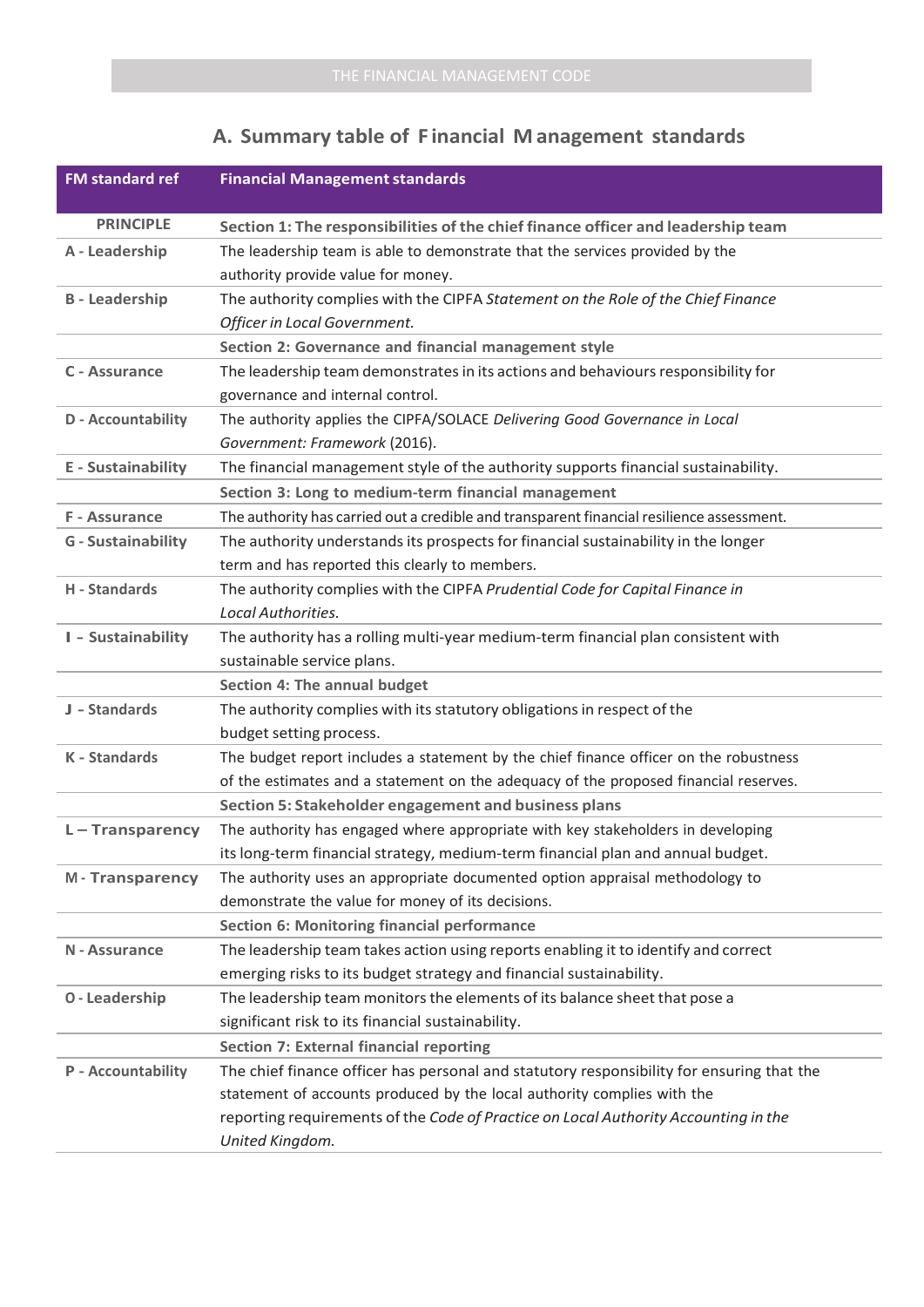## A. Summary table of Financial Management standards

| FM standard ref | Financial Management standards |
|---|---|
| **PRINCIPLE** | **Section 1: The responsibilities of the chief finance officer and leadership team** |
| **A - Leadership** | The leadership team is able to demonstrate that the services provided by the authority provide value for money. |
| **B - Leadership** | The authority complies with the CIPFA *Statement on the Role of the Chief Finance Officer in Local Government.* |
| | **Section 2: Governance and financial management style** |
| **C - Assurance** | The leadership team demonstrates in its actions and behaviours responsibility for governance and internal control. |
| **D - Accountability** | The authority applies the CIPFA/SOLACE *Delivering Good Governance in Local Government: Framework* (2016). |
| **E - Sustainability** | The financial management style of the authority supports financial sustainability. |
| | **Section 3: Long to medium-term financial management** |
| **F - Assurance** | The authority has carried out a credible and transparent financial resilience assessment. |
| **G - Sustainability** | The authority understands its prospects for financial sustainability in the longer term and has reported this clearly to members. |
| **H - Standards** | The authority complies with the CIPFA *Prudential Code for Capital Finance in Local Authorities.* |
| **I - Sustainability** | The authority has a rolling multi-year medium-term financial plan consistent with sustainable service plans. |
| | **Section 4: The annual budget** |
| **J - Standards** | The authority complies with its statutory obligations in respect of the budget setting process. |
| **K - Standards** | The budget report includes a statement by the chief finance officer on the robustness of the estimates and a statement on the adequacy of the proposed financial reserves. |
| | **Section 5: Stakeholder engagement and business plans** |
| **L – Transparency** | The authority has engaged where appropriate with key stakeholders in developing its long-term financial strategy, medium-term financial plan and annual budget. |
| **M - Transparency** | The authority uses an appropriate documented option appraisal methodology to demonstrate the value for money of its decisions. |
| | **Section 6: Monitoring financial performance** |
| **N - Assurance** | The leadership team takes action using reports enabling it to identify and correct emerging risks to its budget strategy and financial sustainability. |
| **O - Leadership** | The leadership team monitors the elements of its balance sheet that pose a significant risk to its financial sustainability. |
| | **Section 7: External financial reporting** |
| **P - Accountability** | The chief finance officer has personal and statutory responsibility for ensuring that the statement of accounts produced by the local authority complies with the reporting requirements of the *Code of Practice on Local Authority Accounting in the United Kingdom.* |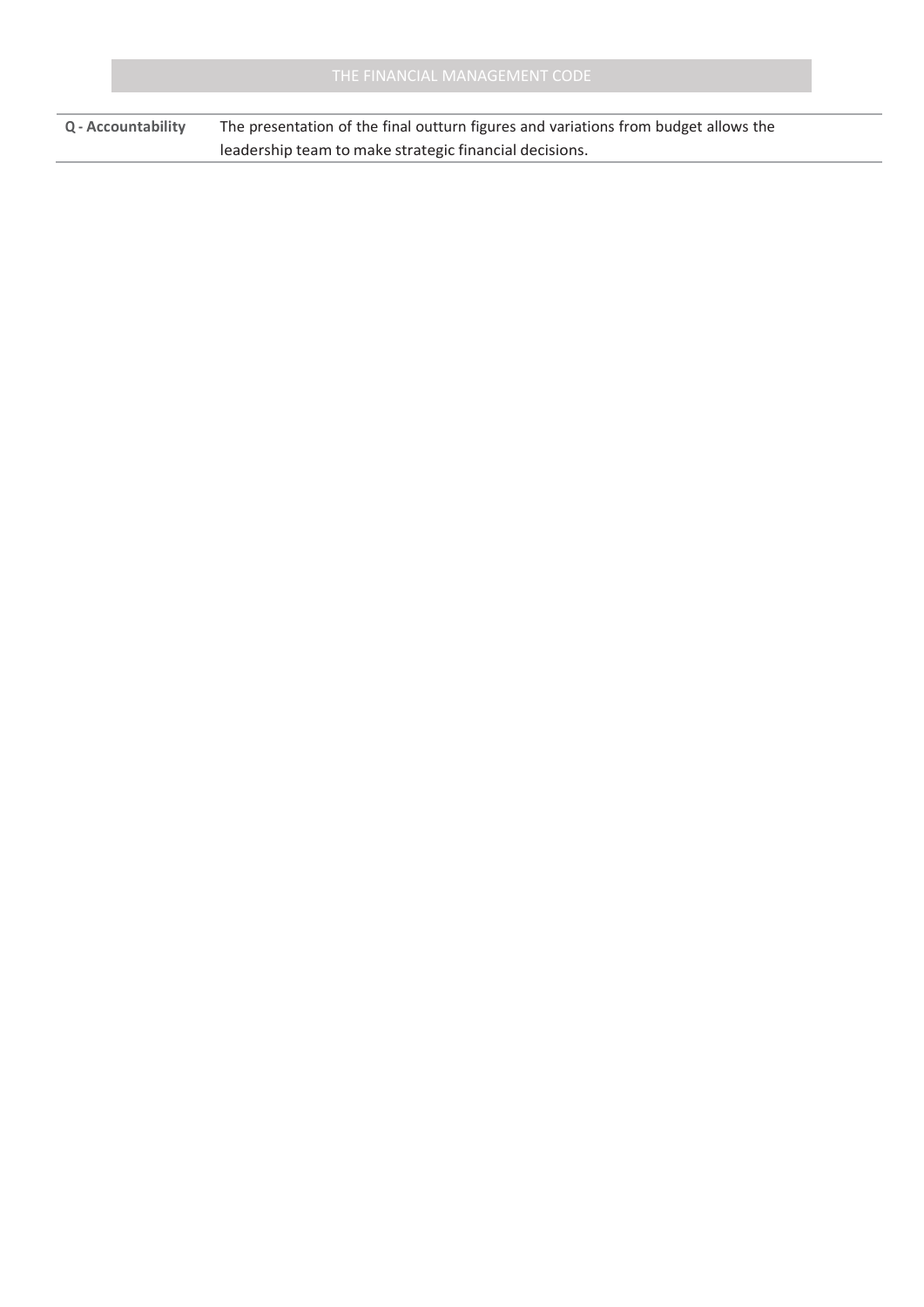| | |
|---|---|
| **Q - Accountability** | The presentation of the final outturn figures and variations from budget allows the leadership team to make strategic financial decisions. |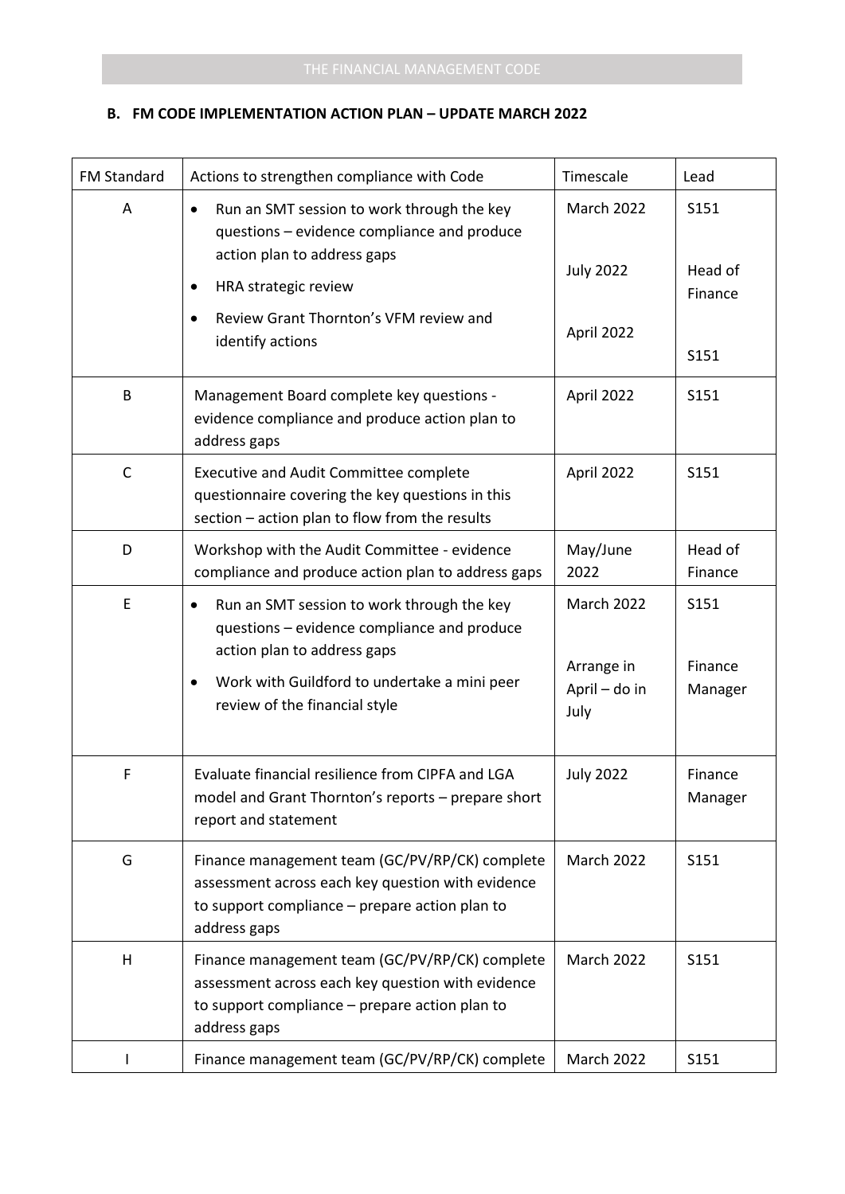### B. FM CODE IMPLEMENTATION ACTION PLAN – UPDATE MARCH 2022

| FM Standard | Actions to strengthen compliance with Code | Timescale | Lead |
|---|---|---|---|
| A | • Run an SMT session to work through the key questions – evidence compliance and produce action plan to address gaps<br>• HRA strategic review<br>• Review Grant Thornton's VFM review and identify actions | March 2022<br><br>July 2022<br><br>April 2022 | S151<br><br>Head of Finance<br><br>S151 |
| B | Management Board complete key questions - evidence compliance and produce action plan to address gaps | April 2022 | S151 |
| C | Executive and Audit Committee complete questionnaire covering the key questions in this section – action plan to flow from the results | April 2022 | S151 |
| D | Workshop with the Audit Committee - evidence compliance and produce action plan to address gaps | May/June 2022 | Head of Finance |
| E | • Run an SMT session to work through the key questions – evidence compliance and produce action plan to address gaps<br>• Work with Guildford to undertake a mini peer review of the financial style | March 2022<br><br>Arrange in April – do in July | S151<br><br>Finance Manager |
| F | Evaluate financial resilience from CIPFA and LGA model and Grant Thornton's reports – prepare short report and statement | July 2022 | Finance Manager |
| G | Finance management team (GC/PV/RP/CK) complete assessment across each key question with evidence to support compliance – prepare action plan to address gaps | March 2022 | S151 |
| H | Finance management team (GC/PV/RP/CK) complete assessment across each key question with evidence to support compliance – prepare action plan to address gaps | March 2022 | S151 |
| I | Finance management team (GC/PV/RP/CK) complete | March 2022 | S151 |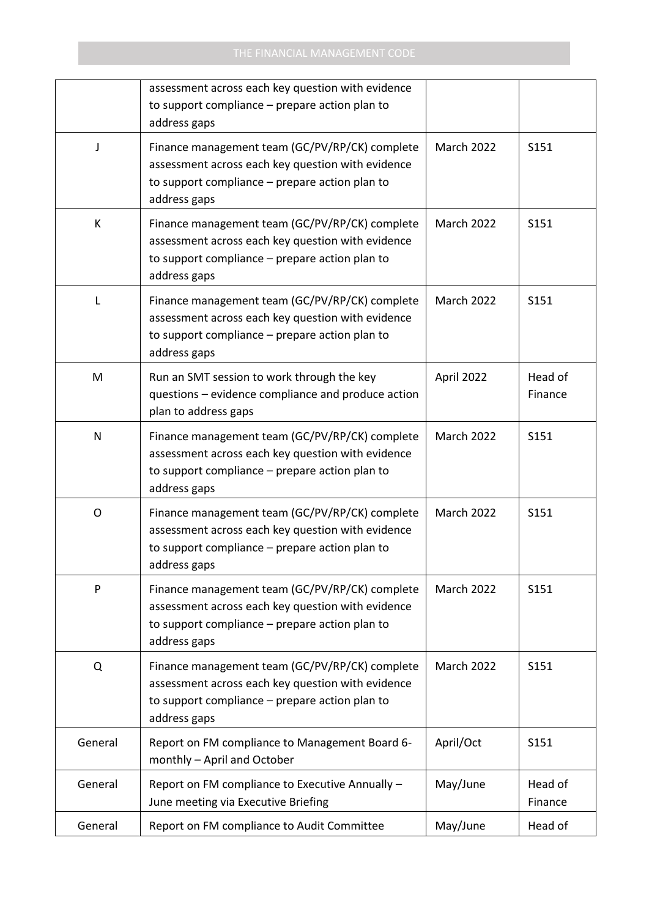| | | | |
|---|---|---|---|
| | assessment across each key question with evidence to support compliance – prepare action plan to address gaps | | |
| J | Finance management team (GC/PV/RP/CK) complete assessment across each key question with evidence to support compliance – prepare action plan to address gaps | March 2022 | S151 |
| K | Finance management team (GC/PV/RP/CK) complete assessment across each key question with evidence to support compliance – prepare action plan to address gaps | March 2022 | S151 |
| L | Finance management team (GC/PV/RP/CK) complete assessment across each key question with evidence to support compliance – prepare action plan to address gaps | March 2022 | S151 |
| M | Run an SMT session to work through the key questions – evidence compliance and produce action plan to address gaps | April 2022 | Head of Finance |
| N | Finance management team (GC/PV/RP/CK) complete assessment across each key question with evidence to support compliance – prepare action plan to address gaps | March 2022 | S151 |
| O | Finance management team (GC/PV/RP/CK) complete assessment across each key question with evidence to support compliance – prepare action plan to address gaps | March 2022 | S151 |
| P | Finance management team (GC/PV/RP/CK) complete assessment across each key question with evidence to support compliance – prepare action plan to address gaps | March 2022 | S151 |
| Q | Finance management team (GC/PV/RP/CK) complete assessment across each key question with evidence to support compliance – prepare action plan to address gaps | March 2022 | S151 |
| General | Report on FM compliance to Management Board 6-monthly – April and October | April/Oct | S151 |
| General | Report on FM compliance to Executive Annually – June meeting via Executive Briefing | May/June | Head of Finance |
| General | Report on FM compliance to Audit Committee | May/June | Head of |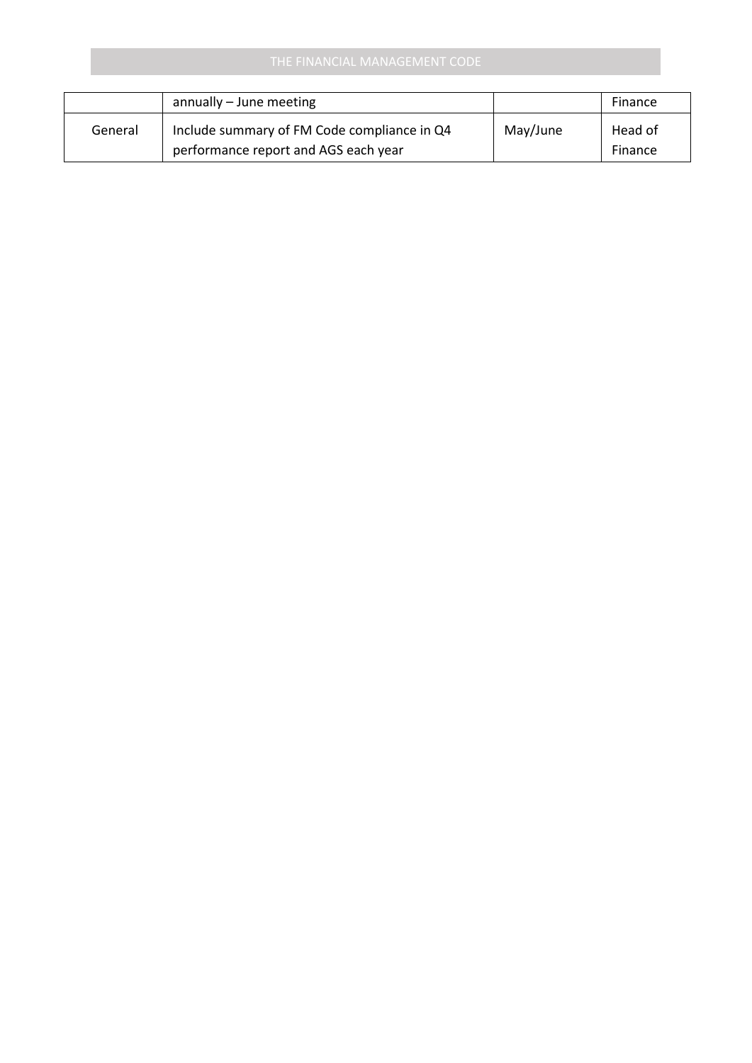| | | | |
|---|---|---|---|
| | annually – June meeting | | Finance |
| General | Include summary of FM Code compliance in Q4 performance report and AGS each year | May/June | Head of Finance |